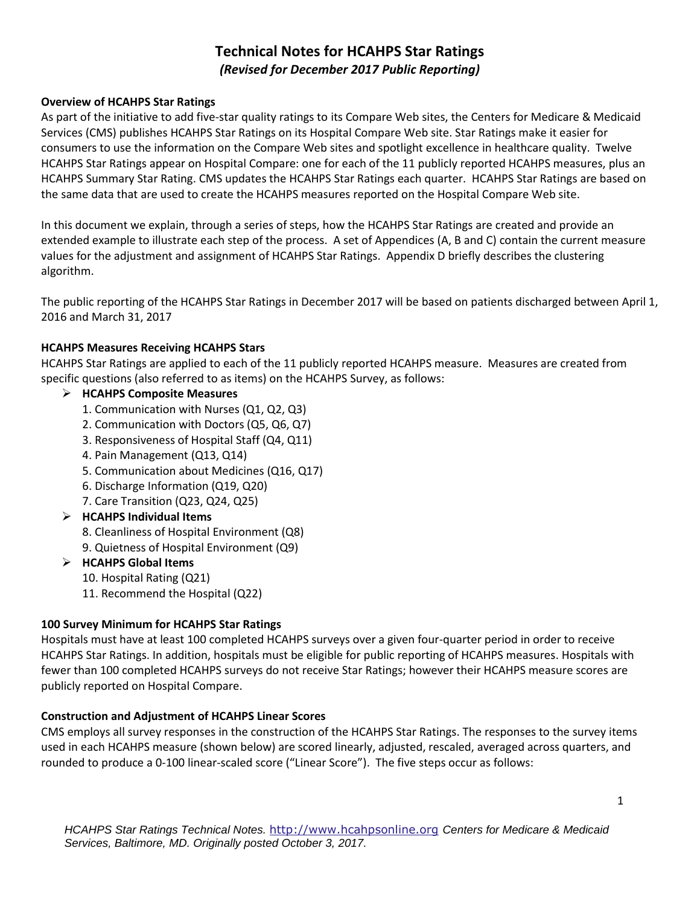# Technical Notes for HCAHPS Star Ratings

*(Revised for December 2017 Public Reporting)*

## Overview of HCAHPS Star Ratings

As part of the initiative to add five-star quality ratings to its Compare Web sites, the Centers for Medicare & Medicaid Services (CMS) publishes HCAHPS Star Ratings on its Hospital Compare Web site. Star Ratings make it easier for consumers to use the information on the Compare Web sites and spotlight excellence in healthcare quality. Twelve HCAHPS Star Ratings appear on Hospital Compare: one for each of the 11 publicly reported HCAHPS measures, plus an HCAHPS Summary Star Rating. CMS updates the HCAHPS Star Ratings each quarter. HCAHPS Star Ratings are based on the same data that are used to create the HCAHPS measures reported on the Hospital Compare Web site.

In this document we explain, through a series of steps, how the HCAHPS Star Ratings are created and provide an extended example to illustrate each step of the process. A set of Appendices (A, B and C) contain the current measure values for the adjustment and assignment of HCAHPS Star Ratings. Appendix D briefly describes the clustering algorithm.

The public reporting of the HCAHPS Star Ratings in December 2017 will be based on patients discharged between April 1, 2016 and March 31, 2017

## HCAHPS Measures Receiving HCAHPS Stars

HCAHPS Star Ratings are applied to each of the 11 publicly reported HCAHPS measure. Measures are created from specific questions (also referred to as items) on the HCAHPS Survey, as follows:

- **HCAHPS Composite Measures**
  1. Communication with Nurses (Q1, Q2, Q3)
  2. Communication with Doctors (Q5, Q6, Q7)
  3. Responsiveness of Hospital Staff (Q4, Q11)
  4. Pain Management (Q13, Q14)
  5. Communication about Medicines (Q16, Q17)
  6. Discharge Information (Q19, Q20)
  7. Care Transition (Q23, Q24, Q25)
- **HCAHPS Individual Items**
  8. Cleanliness of Hospital Environment (Q8)
  9. Quietness of Hospital Environment (Q9)
- **HCAHPS Global Items**
  10. Hospital Rating (Q21)
  11. Recommend the Hospital (Q22)

## 100 Survey Minimum for HCAHPS Star Ratings

Hospitals must have at least 100 completed HCAHPS surveys over a given four-quarter period in order to receive HCAHPS Star Ratings. In addition, hospitals must be eligible for public reporting of HCAHPS measures. Hospitals with fewer than 100 completed HCAHPS surveys do not receive Star Ratings; however their HCAHPS measure scores are publicly reported on Hospital Compare.

## Construction and Adjustment of HCAHPS Linear Scores

CMS employs all survey responses in the construction of the HCAHPS Star Ratings. The responses to the survey items used in each HCAHPS measure (shown below) are scored linearly, adjusted, rescaled, averaged across quarters, and rounded to produce a 0-100 linear-scaled score ("Linear Score"). The five steps occur as follows: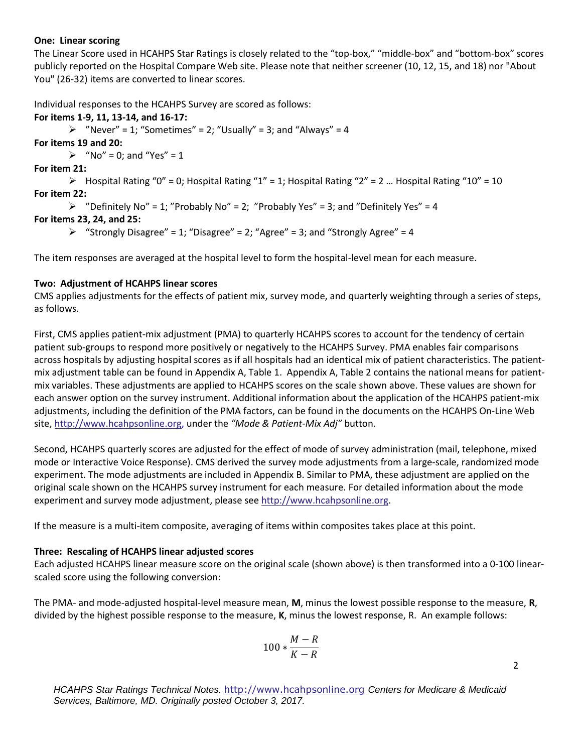**One: Linear scoring**

The Linear Score used in HCAHPS Star Ratings is closely related to the "top-box," "middle-box" and "bottom-box" scores publicly reported on the Hospital Compare Web site. Please note that neither screener (10, 12, 15, and 18) nor "About You" (26-32) items are converted to linear scores.

Individual responses to the HCAHPS Survey are scored as follows:

**For items 1-9, 11, 13-14, and 16-17:**

- "Never" = 1; "Sometimes" = 2; "Usually" = 3; and "Always" = 4

**For items 19 and 20:**

- "No" = 0; and "Yes" = 1

**For item 21:**

- Hospital Rating "0" = 0; Hospital Rating "1" = 1; Hospital Rating "2" = 2 … Hospital Rating "10" = 10

**For item 22:**

- "Definitely No" = 1; "Probably No" = 2; "Probably Yes" = 3; and "Definitely Yes" = 4

**For items 23, 24, and 25:**

- "Strongly Disagree" = 1; "Disagree" = 2; "Agree" = 3; and "Strongly Agree" = 4

The item responses are averaged at the hospital level to form the hospital-level mean for each measure.

**Two: Adjustment of HCAHPS linear scores**

CMS applies adjustments for the effects of patient mix, survey mode, and quarterly weighting through a series of steps, as follows.

First, CMS applies patient-mix adjustment (PMA) to quarterly HCAHPS scores to account for the tendency of certain patient sub-groups to respond more positively or negatively to the HCAHPS Survey. PMA enables fair comparisons across hospitals by adjusting hospital scores as if all hospitals had an identical mix of patient characteristics. The patient-mix adjustment table can be found in Appendix A, Table 1. Appendix A, Table 2 contains the national means for patient-mix variables. These adjustments are applied to HCAHPS scores on the scale shown above. These values are shown for each answer option on the survey instrument. Additional information about the application of the HCAHPS patient-mix adjustments, including the definition of the PMA factors, can be found in the documents on the HCAHPS On-Line Web site, http://www.hcahpsonline.org, under the *"Mode & Patient-Mix Adj"* button.

Second, HCAHPS quarterly scores are adjusted for the effect of mode of survey administration (mail, telephone, mixed mode or Interactive Voice Response). CMS derived the survey mode adjustments from a large-scale, randomized mode experiment. The mode adjustments are included in Appendix B. Similar to PMA, these adjustment are applied on the original scale shown on the HCAHPS survey instrument for each measure. For detailed information about the mode experiment and survey mode adjustment, please see http://www.hcahpsonline.org.

If the measure is a multi-item composite, averaging of items within composites takes place at this point.

**Three: Rescaling of HCAHPS linear adjusted scores**

Each adjusted HCAHPS linear measure score on the original scale (shown above) is then transformed into a 0-100 linear-scaled score using the following conversion:

The PMA- and mode-adjusted hospital-level measure mean, **M**, minus the lowest possible response to the measure, **R**, divided by the highest possible response to the measure, **K**, minus the lowest response, R. An example follows:

$$100 * \frac{M - R}{K - R}$$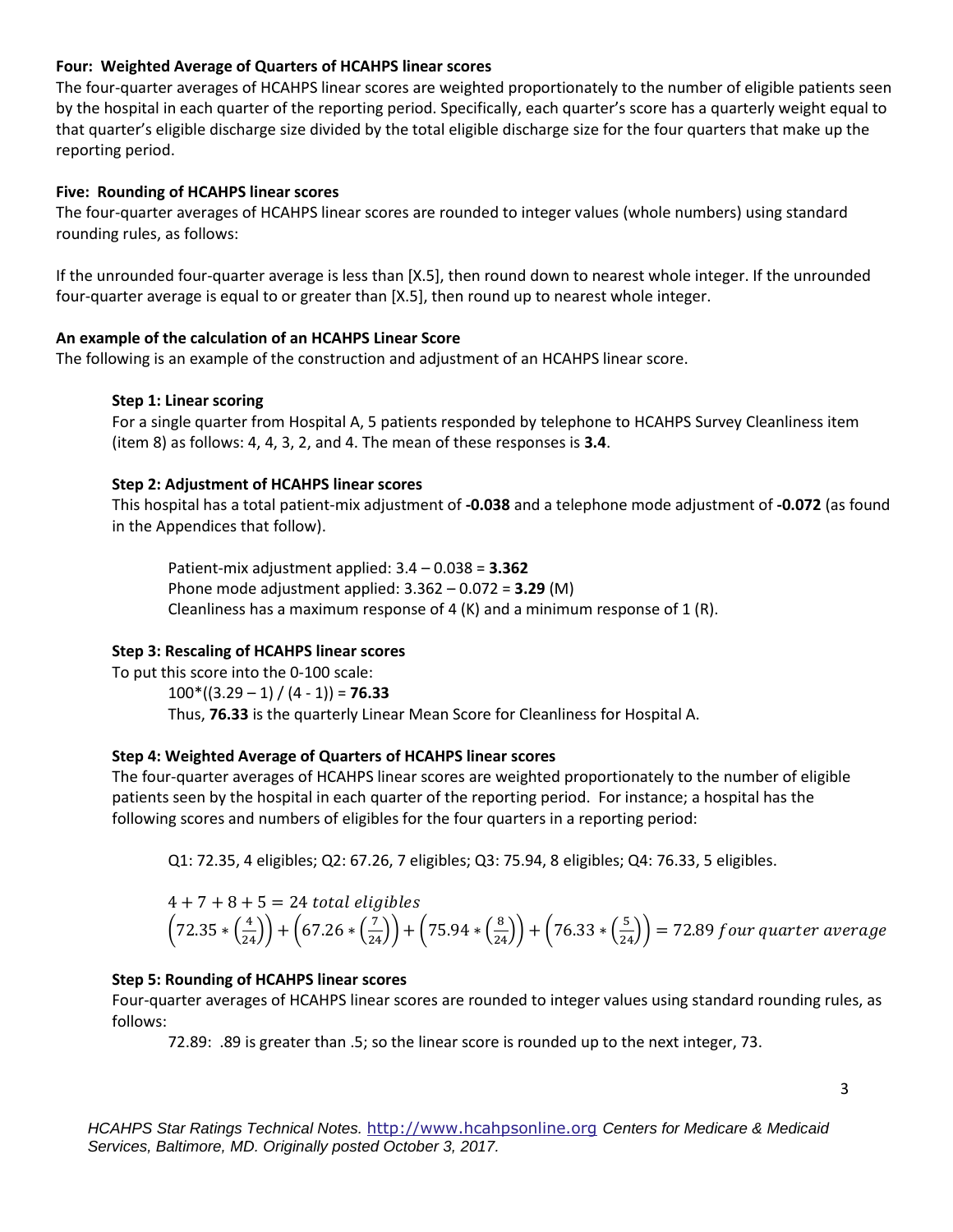**Four: Weighted Average of Quarters of HCAHPS linear scores**

The four-quarter averages of HCAHPS linear scores are weighted proportionately to the number of eligible patients seen by the hospital in each quarter of the reporting period. Specifically, each quarter's score has a quarterly weight equal to that quarter's eligible discharge size divided by the total eligible discharge size for the four quarters that make up the reporting period.

**Five: Rounding of HCAHPS linear scores**

The four-quarter averages of HCAHPS linear scores are rounded to integer values (whole numbers) using standard rounding rules, as follows:

If the unrounded four-quarter average is less than [X.5], then round down to nearest whole integer. If the unrounded four-quarter average is equal to or greater than [X.5], then round up to nearest whole integer.

**An example of the calculation of an HCAHPS Linear Score**

The following is an example of the construction and adjustment of an HCAHPS linear score.

**Step 1: Linear scoring**

For a single quarter from Hospital A, 5 patients responded by telephone to HCAHPS Survey Cleanliness item (item 8) as follows: 4, 4, 3, 2, and 4. The mean of these responses is **3.4**.

**Step 2: Adjustment of HCAHPS linear scores**

This hospital has a total patient-mix adjustment of **-0.038** and a telephone mode adjustment of **-0.072** (as found in the Appendices that follow).

Patient-mix adjustment applied: 3.4 – 0.038 = **3.362**
Phone mode adjustment applied: 3.362 – 0.072 = **3.29** (M)
Cleanliness has a maximum response of 4 (K) and a minimum response of 1 (R).

**Step 3: Rescaling of HCAHPS linear scores**

To put this score into the 0-100 scale:

100*((3.29 – 1) / (4 - 1)) = **76.33**

Thus, **76.33** is the quarterly Linear Mean Score for Cleanliness for Hospital A.

**Step 4: Weighted Average of Quarters of HCAHPS linear scores**

The four-quarter averages of HCAHPS linear scores are weighted proportionately to the number of eligible patients seen by the hospital in each quarter of the reporting period. For instance; a hospital has the following scores and numbers of eligibles for the four quarters in a reporting period:

Q1: 72.35, 4 eligibles; Q2: 67.26, 7 eligibles; Q3: 75.94, 8 eligibles; Q4: 76.33, 5 eligibles.

$$4 + 7 + 8 + 5 = 24 \; total \; eligibles$$

$$\left(72.35 * \left(\frac{4}{24}\right)\right) + \left(67.26 * \left(\frac{7}{24}\right)\right) + \left(75.94 * \left(\frac{8}{24}\right)\right) + \left(76.33 * \left(\frac{5}{24}\right)\right) = 72.89 \; four \; quarter \; average$$

**Step 5: Rounding of HCAHPS linear scores**

Four-quarter averages of HCAHPS linear scores are rounded to integer values using standard rounding rules, as follows:

72.89: .89 is greater than .5; so the linear score is rounded up to the next integer, 73.

*HCAHPS Star Ratings Technical Notes.* http://www.hcahpsonline.org *Centers for Medicare & Medicaid Services, Baltimore, MD. Originally posted October 3, 2017.*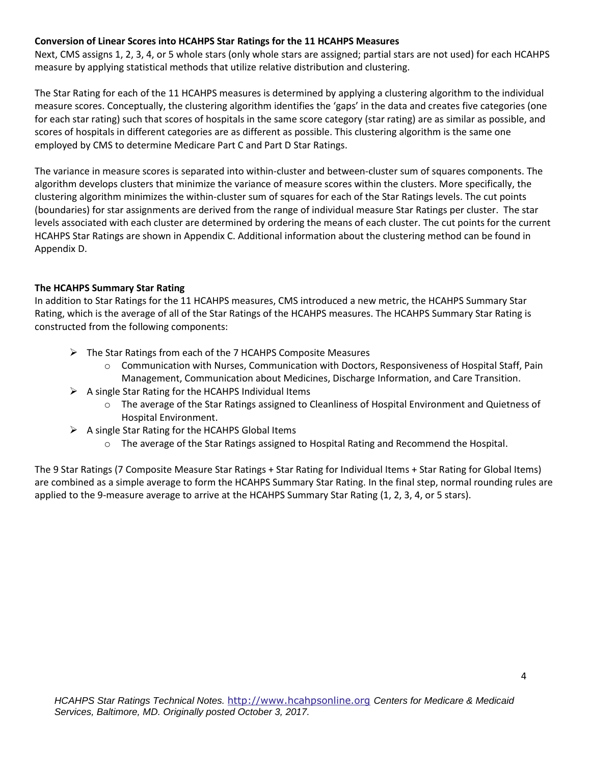**Conversion of Linear Scores into HCAHPS Star Ratings for the 11 HCAHPS Measures**

Next, CMS assigns 1, 2, 3, 4, or 5 whole stars (only whole stars are assigned; partial stars are not used) for each HCAHPS measure by applying statistical methods that utilize relative distribution and clustering.

The Star Rating for each of the 11 HCAHPS measures is determined by applying a clustering algorithm to the individual measure scores. Conceptually, the clustering algorithm identifies the 'gaps' in the data and creates five categories (one for each star rating) such that scores of hospitals in the same score category (star rating) are as similar as possible, and scores of hospitals in different categories are as different as possible. This clustering algorithm is the same one employed by CMS to determine Medicare Part C and Part D Star Ratings.

The variance in measure scores is separated into within-cluster and between-cluster sum of squares components. The algorithm develops clusters that minimize the variance of measure scores within the clusters. More specifically, the clustering algorithm minimizes the within-cluster sum of squares for each of the Star Ratings levels. The cut points (boundaries) for star assignments are derived from the range of individual measure Star Ratings per cluster. The star levels associated with each cluster are determined by ordering the means of each cluster. The cut points for the current HCAHPS Star Ratings are shown in Appendix C. Additional information about the clustering method can be found in Appendix D.

**The HCAHPS Summary Star Rating**

In addition to Star Ratings for the 11 HCAHPS measures, CMS introduced a new metric, the HCAHPS Summary Star Rating, which is the average of all of the Star Ratings of the HCAHPS measures. The HCAHPS Summary Star Rating is constructed from the following components:

- The Star Ratings from each of the 7 HCAHPS Composite Measures
  - Communication with Nurses, Communication with Doctors, Responsiveness of Hospital Staff, Pain Management, Communication about Medicines, Discharge Information, and Care Transition.
- A single Star Rating for the HCAHPS Individual Items
  - The average of the Star Ratings assigned to Cleanliness of Hospital Environment and Quietness of Hospital Environment.
- A single Star Rating for the HCAHPS Global Items
  - The average of the Star Ratings assigned to Hospital Rating and Recommend the Hospital.

The 9 Star Ratings (7 Composite Measure Star Ratings + Star Rating for Individual Items + Star Rating for Global Items) are combined as a simple average to form the HCAHPS Summary Star Rating. In the final step, normal rounding rules are applied to the 9-measure average to arrive at the HCAHPS Summary Star Rating (1, 2, 3, 4, or 5 stars).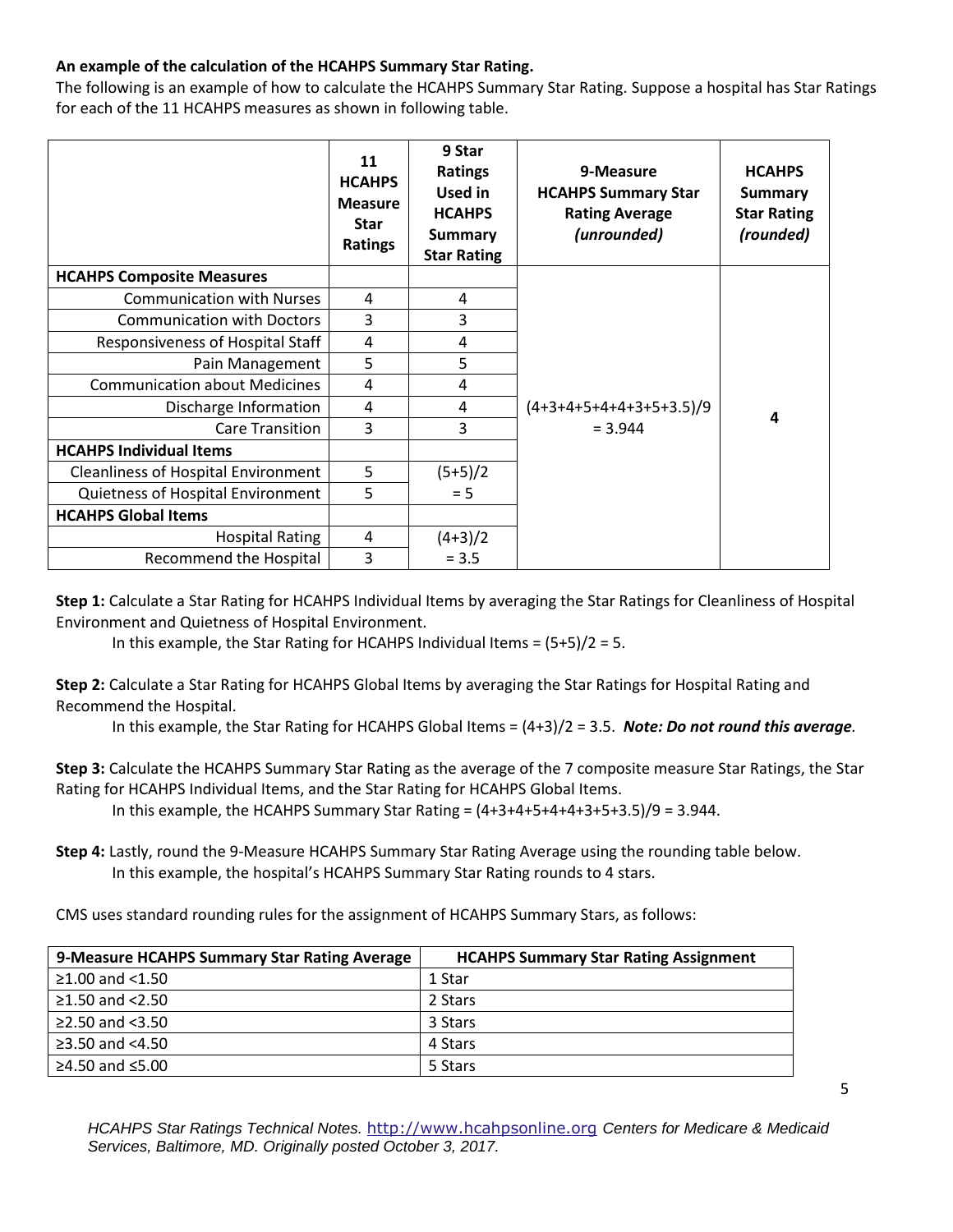**An example of the calculation of the HCAHPS Summary Star Rating.**

The following is an example of how to calculate the HCAHPS Summary Star Rating. Suppose a hospital has Star Ratings for each of the 11 HCAHPS measures as shown in following table.

| | 11 HCAHPS Measure Star Ratings | 9 Star Ratings Used in HCAHPS Summary Star Rating | 9-Measure HCAHPS Summary Star Rating Average *(unrounded)* | HCAHPS Summary Star Rating *(rounded)* |
|---|---|---|---|---|
| **HCAHPS Composite Measures** | | | (4+3+4+5+4+4+3+5+3.5)/9 = 3.944 | 4 |
| Communication with Nurses | 4 | 4 | | |
| Communication with Doctors | 3 | 3 | | |
| Responsiveness of Hospital Staff | 4 | 4 | | |
| Pain Management | 5 | 5 | | |
| Communication about Medicines | 4 | 4 | | |
| Discharge Information | 4 | 4 | | |
| Care Transition | 3 | 3 | | |
| **HCAHPS Individual Items** | | | | |
| Cleanliness of Hospital Environment | 5 | (5+5)/2 = 5 | | |
| Quietness of Hospital Environment | 5 | | | |
| **HCAHPS Global Items** | | | | |
| Hospital Rating | 4 | (4+3)/2 = 3.5 | | |
| Recommend the Hospital | 3 | | | |

**Step 1:** Calculate a Star Rating for HCAHPS Individual Items by averaging the Star Ratings for Cleanliness of Hospital Environment and Quietness of Hospital Environment.

In this example, the Star Rating for HCAHPS Individual Items = (5+5)/2 = 5.

**Step 2:** Calculate a Star Rating for HCAHPS Global Items by averaging the Star Ratings for Hospital Rating and Recommend the Hospital.

In this example, the Star Rating for HCAHPS Global Items = (4+3)/2 = 3.5. ***Note: Do not round this average.***

**Step 3:** Calculate the HCAHPS Summary Star Rating as the average of the 7 composite measure Star Ratings, the Star Rating for HCAHPS Individual Items, and the Star Rating for HCAHPS Global Items.

In this example, the HCAHPS Summary Star Rating = (4+3+4+5+4+4+3+5+3.5)/9 = 3.944.

**Step 4:** Lastly, round the 9-Measure HCAHPS Summary Star Rating Average using the rounding table below.

In this example, the hospital's HCAHPS Summary Star Rating rounds to 4 stars.

CMS uses standard rounding rules for the assignment of HCAHPS Summary Stars, as follows:

| 9-Measure HCAHPS Summary Star Rating Average | HCAHPS Summary Star Rating Assignment |
|---|---|
| ≥1.00 and <1.50 | 1 Star |
| ≥1.50 and <2.50 | 2 Stars |
| ≥2.50 and <3.50 | 3 Stars |
| ≥3.50 and <4.50 | 4 Stars |
| ≥4.50 and ≤5.00 | 5 Stars |

*HCAHPS Star Ratings Technical Notes.* http://www.hcahpsonline.org *Centers for Medicare & Medicaid Services, Baltimore, MD. Originally posted October 3, 2017.*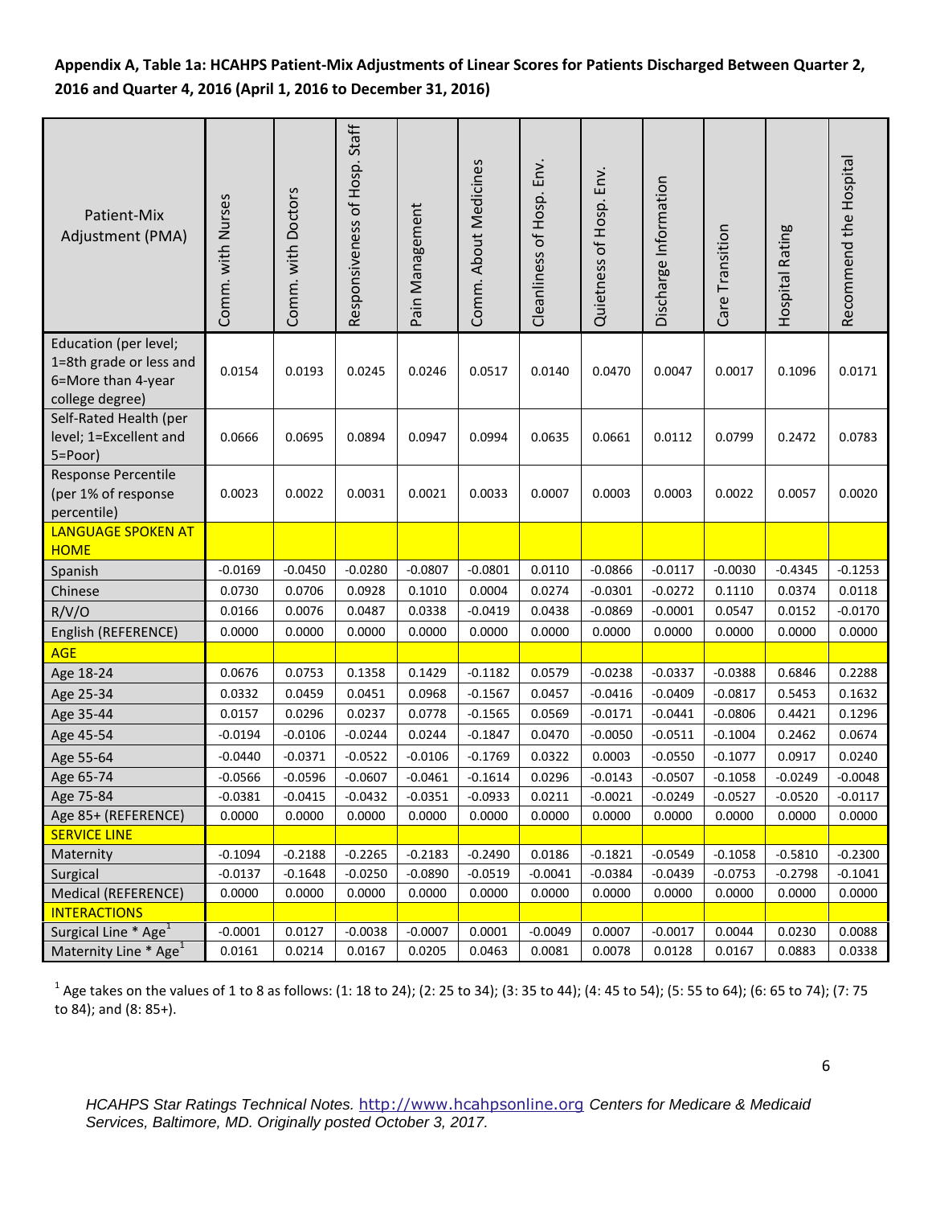**Appendix A, Table 1a: HCAHPS Patient-Mix Adjustments of Linear Scores for Patients Discharged Between Quarter 2, 2016 and Quarter 4, 2016 (April 1, 2016 to December 31, 2016)**

| Patient-Mix Adjustment (PMA) | Comm. with Nurses | Comm. with Doctors | Responsiveness of Hosp. Staff | Pain Management | Comm. About Medicines | Cleanliness of Hosp. Env. | Quietness of Hosp. Env. | Discharge Information | Care Transition | Hospital Rating | Recommend the Hospital |
|---|---|---|---|---|---|---|---|---|---|---|---|
| Education (per level; 1=8th grade or less and 6=More than 4-year college degree) | 0.0154 | 0.0193 | 0.0245 | 0.0246 | 0.0517 | 0.0140 | 0.0470 | 0.0047 | 0.0017 | 0.1096 | 0.0171 |
| Self-Rated Health (per level; 1=Excellent and 5=Poor) | 0.0666 | 0.0695 | 0.0894 | 0.0947 | 0.0994 | 0.0635 | 0.0661 | 0.0112 | 0.0799 | 0.2472 | 0.0783 |
| Response Percentile (per 1% of response percentile) | 0.0023 | 0.0022 | 0.0031 | 0.0021 | 0.0033 | 0.0007 | 0.0003 | 0.0003 | 0.0022 | 0.0057 | 0.0020 |
| LANGUAGE SPOKEN AT HOME | | | | | | | | | | | |
| Spanish | -0.0169 | -0.0450 | -0.0280 | -0.0807 | -0.0801 | 0.0110 | -0.0866 | -0.0117 | -0.0030 | -0.4345 | -0.1253 |
| Chinese | 0.0730 | 0.0706 | 0.0928 | 0.1010 | 0.0004 | 0.0274 | -0.0301 | -0.0272 | 0.1110 | 0.0374 | 0.0118 |
| R/V/O | 0.0166 | 0.0076 | 0.0487 | 0.0338 | -0.0419 | 0.0438 | -0.0869 | -0.0001 | 0.0547 | 0.0152 | -0.0170 |
| English (REFERENCE) | 0.0000 | 0.0000 | 0.0000 | 0.0000 | 0.0000 | 0.0000 | 0.0000 | 0.0000 | 0.0000 | 0.0000 | 0.0000 |
| AGE | | | | | | | | | | | |
| Age 18-24 | 0.0676 | 0.0753 | 0.1358 | 0.1429 | -0.1182 | 0.0579 | -0.0238 | -0.0337 | -0.0388 | 0.6846 | 0.2288 |
| Age 25-34 | 0.0332 | 0.0459 | 0.0451 | 0.0968 | -0.1567 | 0.0457 | -0.0416 | -0.0409 | -0.0817 | 0.5453 | 0.1632 |
| Age 35-44 | 0.0157 | 0.0296 | 0.0237 | 0.0778 | -0.1565 | 0.0569 | -0.0171 | -0.0441 | -0.0806 | 0.4421 | 0.1296 |
| Age 45-54 | -0.0194 | -0.0106 | -0.0244 | 0.0244 | -0.1847 | 0.0470 | -0.0050 | -0.0511 | -0.1004 | 0.2462 | 0.0674 |
| Age 55-64 | -0.0440 | -0.0371 | -0.0522 | -0.0106 | -0.1769 | 0.0322 | 0.0003 | -0.0550 | -0.1077 | 0.0917 | 0.0240 |
| Age 65-74 | -0.0566 | -0.0596 | -0.0607 | -0.0461 | -0.1614 | 0.0296 | -0.0143 | -0.0507 | -0.1058 | -0.0249 | -0.0048 |
| Age 75-84 | -0.0381 | -0.0415 | -0.0432 | -0.0351 | -0.0933 | 0.0211 | -0.0021 | -0.0249 | -0.0527 | -0.0520 | -0.0117 |
| Age 85+ (REFERENCE) | 0.0000 | 0.0000 | 0.0000 | 0.0000 | 0.0000 | 0.0000 | 0.0000 | 0.0000 | 0.0000 | 0.0000 | 0.0000 |
| SERVICE LINE | | | | | | | | | | | |
| Maternity | -0.1094 | -0.2188 | -0.2265 | -0.2183 | -0.2490 | 0.0186 | -0.1821 | -0.0549 | -0.1058 | -0.5810 | -0.2300 |
| Surgical | -0.0137 | -0.1648 | -0.0250 | -0.0890 | -0.0519 | -0.0041 | -0.0384 | -0.0439 | -0.0753 | -0.2798 | -0.1041 |
| Medical (REFERENCE) | 0.0000 | 0.0000 | 0.0000 | 0.0000 | 0.0000 | 0.0000 | 0.0000 | 0.0000 | 0.0000 | 0.0000 | 0.0000 |
| INTERACTIONS | | | | | | | | | | | |
| Surgical Line * Age[1] | -0.0001 | 0.0127 | -0.0038 | -0.0007 | 0.0001 | -0.0049 | 0.0007 | -0.0017 | 0.0044 | 0.0230 | 0.0088 |
| Maternity Line * Age[1] | 0.0161 | 0.0214 | 0.0167 | 0.0205 | 0.0463 | 0.0081 | 0.0078 | 0.0128 | 0.0167 | 0.0883 | 0.0338 |

[1] Age takes on the values of 1 to 8 as follows: (1: 18 to 24); (2: 25 to 34); (3: 35 to 44); (4: 45 to 54); (5: 55 to 64); (6: 65 to 74); (7: 75 to 84); and (8: 85+).

*HCAHPS Star Ratings Technical Notes.* http://www.hcahpsonline.org *Centers for Medicare & Medicaid Services, Baltimore, MD. Originally posted October 3, 2017.*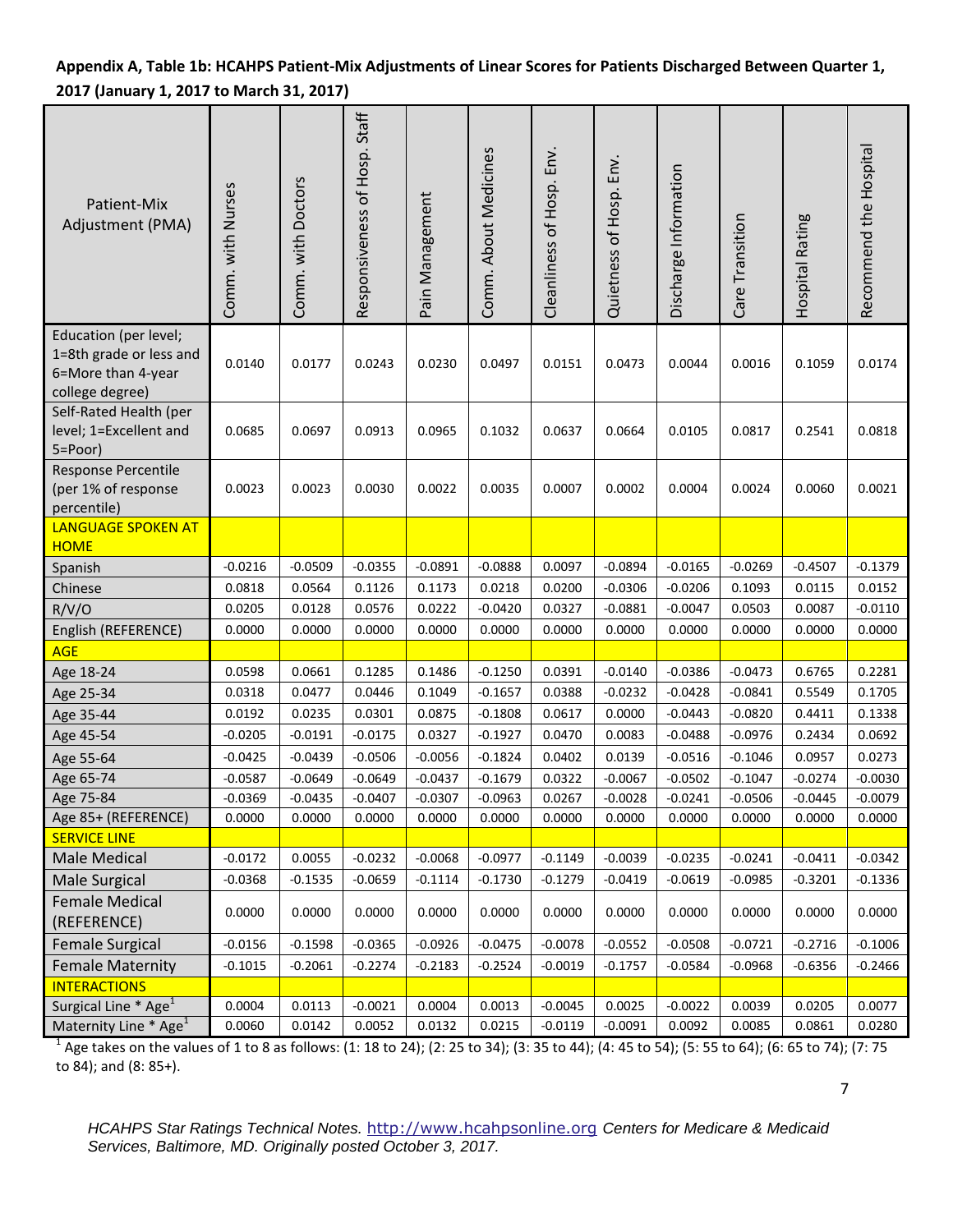**Appendix A, Table 1b: HCAHPS Patient-Mix Adjustments of Linear Scores for Patients Discharged Between Quarter 1, 2017 (January 1, 2017 to March 31, 2017)**

| Patient-Mix Adjustment (PMA) | Comm. with Nurses | Comm. with Doctors | Responsiveness of Hosp. Staff | Pain Management | Comm. About Medicines | Cleanliness of Hosp. Env. | Quietness of Hosp. Env. | Discharge Information | Care Transition | Hospital Rating | Recommend the Hospital |
|---|---|---|---|---|---|---|---|---|---|---|---|
| Education (per level; 1=8th grade or less and 6=More than 4-year college degree) | 0.0140 | 0.0177 | 0.0243 | 0.0230 | 0.0497 | 0.0151 | 0.0473 | 0.0044 | 0.0016 | 0.1059 | 0.0174 |
| Self-Rated Health (per level; 1=Excellent and 5=Poor) | 0.0685 | 0.0697 | 0.0913 | 0.0965 | 0.1032 | 0.0637 | 0.0664 | 0.0105 | 0.0817 | 0.2541 | 0.0818 |
| Response Percentile (per 1% of response percentile) | 0.0023 | 0.0023 | 0.0030 | 0.0022 | 0.0035 | 0.0007 | 0.0002 | 0.0004 | 0.0024 | 0.0060 | 0.0021 |
| LANGUAGE SPOKEN AT HOME | | | | | | | | | | | |
| Spanish | -0.0216 | -0.0509 | -0.0355 | -0.0891 | -0.0888 | 0.0097 | -0.0894 | -0.0165 | -0.0269 | -0.4507 | -0.1379 |
| Chinese | 0.0818 | 0.0564 | 0.1126 | 0.1173 | 0.0218 | 0.0200 | -0.0306 | -0.0206 | 0.1093 | 0.0115 | 0.0152 |
| R/V/O | 0.0205 | 0.0128 | 0.0576 | 0.0222 | -0.0420 | 0.0327 | -0.0881 | -0.0047 | 0.0503 | 0.0087 | -0.0110 |
| English (REFERENCE) | 0.0000 | 0.0000 | 0.0000 | 0.0000 | 0.0000 | 0.0000 | 0.0000 | 0.0000 | 0.0000 | 0.0000 | 0.0000 |
| AGE | | | | | | | | | | | |
| Age 18-24 | 0.0598 | 0.0661 | 0.1285 | 0.1486 | -0.1250 | 0.0391 | -0.0140 | -0.0386 | -0.0473 | 0.6765 | 0.2281 |
| Age 25-34 | 0.0318 | 0.0477 | 0.0446 | 0.1049 | -0.1657 | 0.0388 | -0.0232 | -0.0428 | -0.0841 | 0.5549 | 0.1705 |
| Age 35-44 | 0.0192 | 0.0235 | 0.0301 | 0.0875 | -0.1808 | 0.0617 | 0.0000 | -0.0443 | -0.0820 | 0.4411 | 0.1338 |
| Age 45-54 | -0.0205 | -0.0191 | -0.0175 | 0.0327 | -0.1927 | 0.0470 | 0.0083 | -0.0488 | -0.0976 | 0.2434 | 0.0692 |
| Age 55-64 | -0.0425 | -0.0439 | -0.0506 | -0.0056 | -0.1824 | 0.0402 | 0.0139 | -0.0516 | -0.1046 | 0.0957 | 0.0273 |
| Age 65-74 | -0.0587 | -0.0649 | -0.0649 | -0.0437 | -0.1679 | 0.0322 | -0.0067 | -0.0502 | -0.1047 | -0.0274 | -0.0030 |
| Age 75-84 | -0.0369 | -0.0435 | -0.0407 | -0.0307 | -0.0963 | 0.0267 | -0.0028 | -0.0241 | -0.0506 | -0.0445 | -0.0079 |
| Age 85+ (REFERENCE) | 0.0000 | 0.0000 | 0.0000 | 0.0000 | 0.0000 | 0.0000 | 0.0000 | 0.0000 | 0.0000 | 0.0000 | 0.0000 |
| SERVICE LINE | | | | | | | | | | | |
| Male Medical | -0.0172 | 0.0055 | -0.0232 | -0.0068 | -0.0977 | -0.1149 | -0.0039 | -0.0235 | -0.0241 | -0.0411 | -0.0342 |
| Male Surgical | -0.0368 | -0.1535 | -0.0659 | -0.1114 | -0.1730 | -0.1279 | -0.0419 | -0.0619 | -0.0985 | -0.3201 | -0.1336 |
| Female Medical (REFERENCE) | 0.0000 | 0.0000 | 0.0000 | 0.0000 | 0.0000 | 0.0000 | 0.0000 | 0.0000 | 0.0000 | 0.0000 | 0.0000 |
| Female Surgical | -0.0156 | -0.1598 | -0.0365 | -0.0926 | -0.0475 | -0.0078 | -0.0552 | -0.0508 | -0.0721 | -0.2716 | -0.1006 |
| Female Maternity | -0.1015 | -0.2061 | -0.2274 | -0.2183 | -0.2524 | -0.0019 | -0.1757 | -0.0584 | -0.0968 | -0.6356 | -0.2466 |
| INTERACTIONS | | | | | | | | | | | |
| Surgical Line * Age[1] | 0.0004 | 0.0113 | -0.0021 | 0.0004 | 0.0013 | -0.0045 | 0.0025 | -0.0022 | 0.0039 | 0.0205 | 0.0077 |
| Maternity Line * Age[1] | 0.0060 | 0.0142 | 0.0052 | 0.0132 | 0.0215 | -0.0119 | -0.0091 | 0.0092 | 0.0085 | 0.0861 | 0.0280 |

[1] Age takes on the values of 1 to 8 as follows: (1: 18 to 24); (2: 25 to 34); (3: 35 to 44); (4: 45 to 54); (5: 55 to 64); (6: 65 to 74); (7: 75 to 84); and (8: 85+).

*HCAHPS Star Ratings Technical Notes.* http://www.hcahpsonline.org *Centers for Medicare & Medicaid Services, Baltimore, MD. Originally posted October 3, 2017.*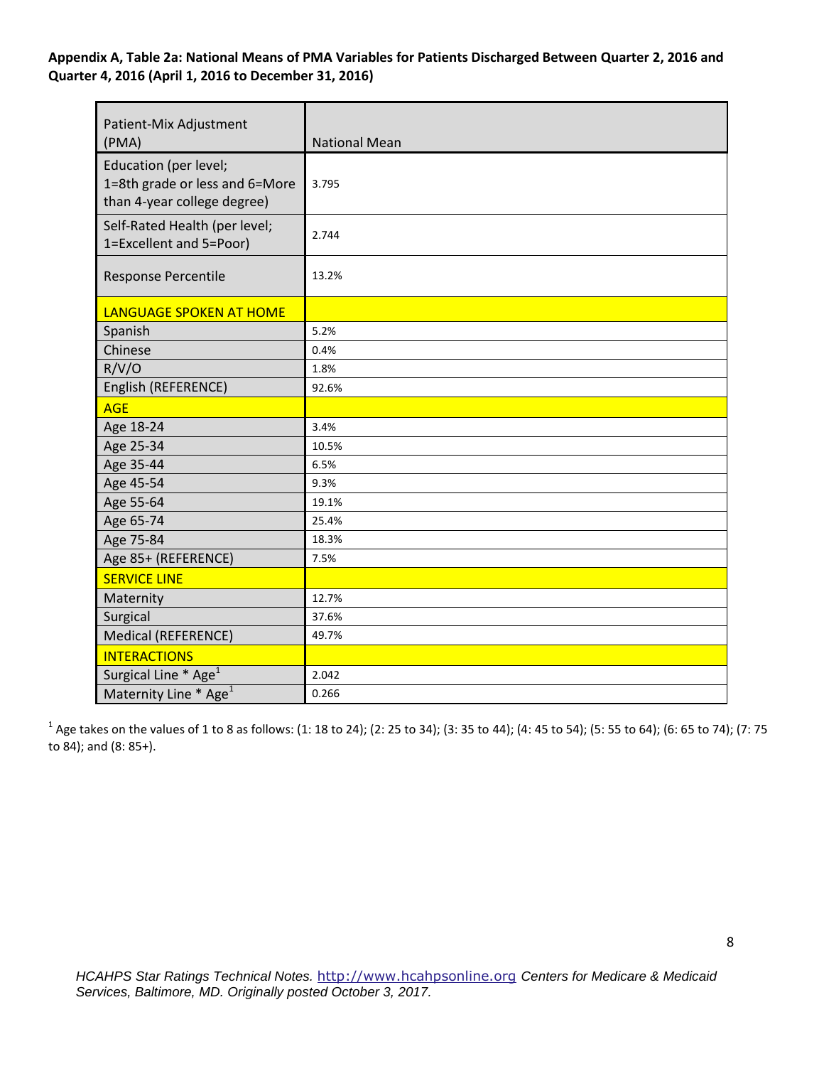**Appendix A, Table 2a: National Means of PMA Variables for Patients Discharged Between Quarter 2, 2016 and Quarter 4, 2016 (April 1, 2016 to December 31, 2016)**

| Patient-Mix Adjustment (PMA) | National Mean |
|---|---|
| Education (per level; 1=8th grade or less and 6=More than 4-year college degree) | 3.795 |
| Self-Rated Health (per level; 1=Excellent and 5=Poor) | 2.744 |
| Response Percentile | 13.2% |
| LANGUAGE SPOKEN AT HOME | |
| Spanish | 5.2% |
| Chinese | 0.4% |
| R/V/O | 1.8% |
| English (REFERENCE) | 92.6% |
| AGE | |
| Age 18-24 | 3.4% |
| Age 25-34 | 10.5% |
| Age 35-44 | 6.5% |
| Age 45-54 | 9.3% |
| Age 55-64 | 19.1% |
| Age 65-74 | 25.4% |
| Age 75-84 | 18.3% |
| Age 85+ (REFERENCE) | 7.5% |
| SERVICE LINE | |
| Maternity | 12.7% |
| Surgical | 37.6% |
| Medical (REFERENCE) | 49.7% |
| INTERACTIONS | |
| Surgical Line * Age[1] | 2.042 |
| Maternity Line * Age[1] | 0.266 |

[1] Age takes on the values of 1 to 8 as follows: (1: 18 to 24); (2: 25 to 34); (3: 35 to 44); (4: 45 to 54); (5: 55 to 64); (6: 65 to 74); (7: 75 to 84); and (8: 85+).

*HCAHPS Star Ratings Technical Notes.* http://www.hcahpsonline.org *Centers for Medicare & Medicaid Services, Baltimore, MD. Originally posted October 3, 2017.*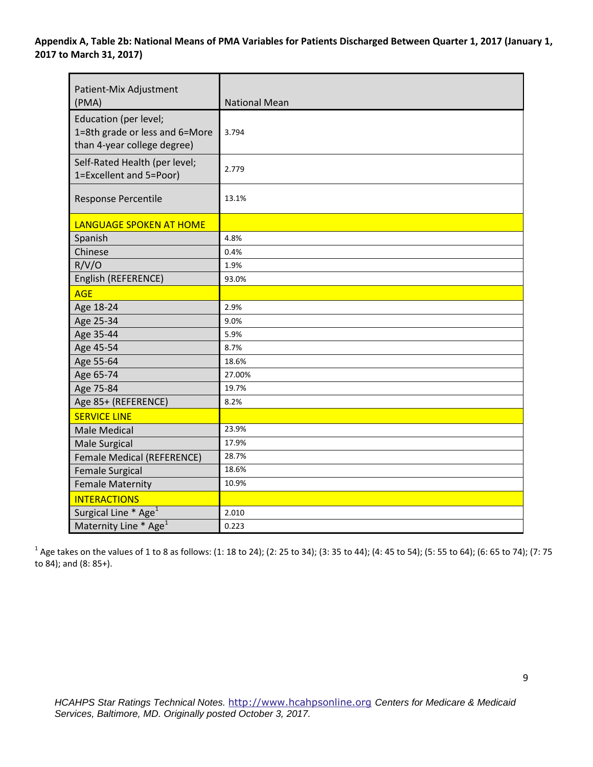**Appendix A, Table 2b: National Means of PMA Variables for Patients Discharged Between Quarter 1, 2017 (January 1, 2017 to March 31, 2017)**

| Patient-Mix Adjustment (PMA) | National Mean |
|---|---|
| Education (per level; 1=8th grade or less and 6=More than 4-year college degree) | 3.794 |
| Self-Rated Health (per level; 1=Excellent and 5=Poor) | 2.779 |
| Response Percentile | 13.1% |
| LANGUAGE SPOKEN AT HOME | |
| Spanish | 4.8% |
| Chinese | 0.4% |
| R/V/O | 1.9% |
| English (REFERENCE) | 93.0% |
| AGE | |
| Age 18-24 | 2.9% |
| Age 25-34 | 9.0% |
| Age 35-44 | 5.9% |
| Age 45-54 | 8.7% |
| Age 55-64 | 18.6% |
| Age 65-74 | 27.00% |
| Age 75-84 | 19.7% |
| Age 85+ (REFERENCE) | 8.2% |
| SERVICE LINE | |
| Male Medical | 23.9% |
| Male Surgical | 17.9% |
| Female Medical (REFERENCE) | 28.7% |
| Female Surgical | 18.6% |
| Female Maternity | 10.9% |
| INTERACTIONS | |
| Surgical Line * Age[1] | 2.010 |
| Maternity Line * Age[1] | 0.223 |

[1] Age takes on the values of 1 to 8 as follows: (1: 18 to 24); (2: 25 to 34); (3: 35 to 44); (4: 45 to 54); (5: 55 to 64); (6: 65 to 74); (7: 75 to 84); and (8: 85+).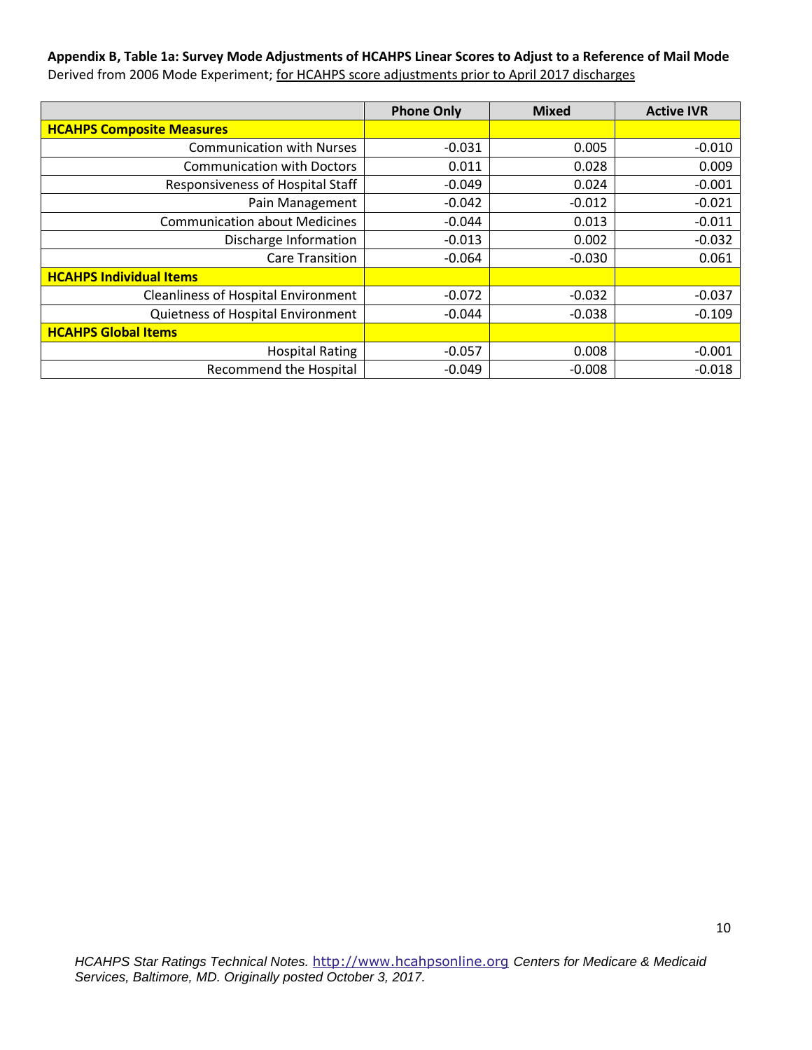**Appendix B, Table 1a: Survey Mode Adjustments of HCAHPS Linear Scores to Adjust to a Reference of Mail Mode**

Derived from 2006 Mode Experiment; <u>for HCAHPS score adjustments prior to April 2017 discharges</u>

| | Phone Only | Mixed | Active IVR |
|---|---|---|---|
| **HCAHPS Composite Measures** | | | |
| Communication with Nurses | -0.031 | 0.005 | -0.010 |
| Communication with Doctors | 0.011 | 0.028 | 0.009 |
| Responsiveness of Hospital Staff | -0.049 | 0.024 | -0.001 |
| Pain Management | -0.042 | -0.012 | -0.021 |
| Communication about Medicines | -0.044 | 0.013 | -0.011 |
| Discharge Information | -0.013 | 0.002 | -0.032 |
| Care Transition | -0.064 | -0.030 | 0.061 |
| **HCAHPS Individual Items** | | | |
| Cleanliness of Hospital Environment | -0.072 | -0.032 | -0.037 |
| Quietness of Hospital Environment | -0.044 | -0.038 | -0.109 |
| **HCAHPS Global Items** | | | |
| Hospital Rating | -0.057 | 0.008 | -0.001 |
| Recommend the Hospital | -0.049 | -0.008 | -0.018 |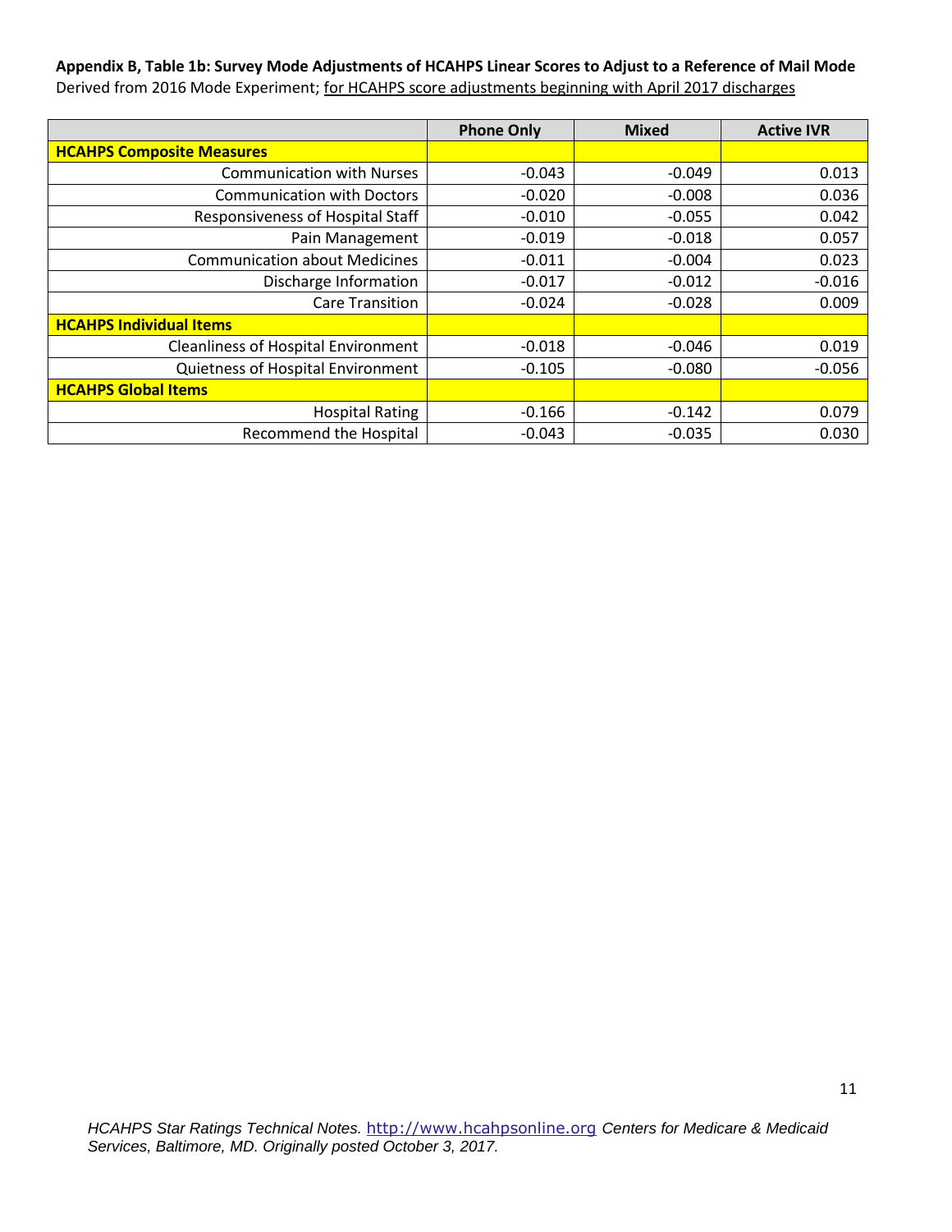**Appendix B, Table 1b: Survey Mode Adjustments of HCAHPS Linear Scores to Adjust to a Reference of Mail Mode**

Derived from 2016 Mode Experiment; for HCAHPS score adjustments beginning with April 2017 discharges

| | Phone Only | Mixed | Active IVR |
|---|---|---|---|
| **HCAHPS Composite Measures** | | | |
| Communication with Nurses | -0.043 | -0.049 | 0.013 |
| Communication with Doctors | -0.020 | -0.008 | 0.036 |
| Responsiveness of Hospital Staff | -0.010 | -0.055 | 0.042 |
| Pain Management | -0.019 | -0.018 | 0.057 |
| Communication about Medicines | -0.011 | -0.004 | 0.023 |
| Discharge Information | -0.017 | -0.012 | -0.016 |
| Care Transition | -0.024 | -0.028 | 0.009 |
| **HCAHPS Individual Items** | | | |
| Cleanliness of Hospital Environment | -0.018 | -0.046 | 0.019 |
| Quietness of Hospital Environment | -0.105 | -0.080 | -0.056 |
| **HCAHPS Global Items** | | | |
| Hospital Rating | -0.166 | -0.142 | 0.079 |
| Recommend the Hospital | -0.043 | -0.035 | 0.030 |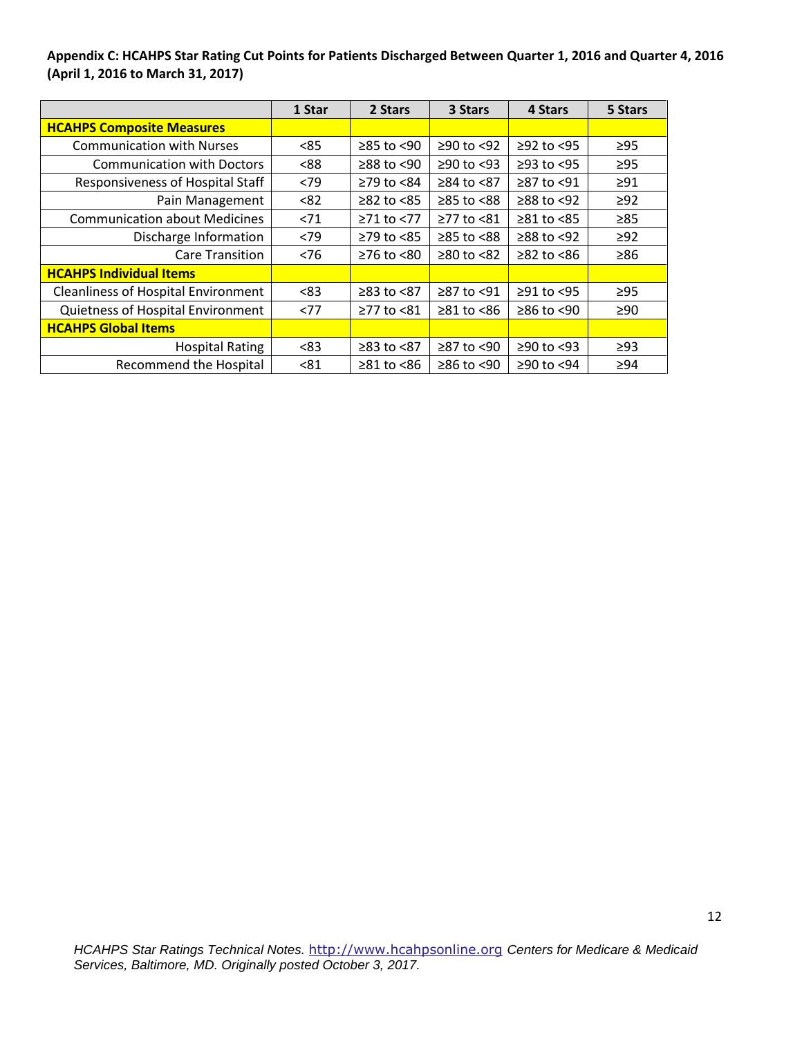**Appendix C: HCAHPS Star Rating Cut Points for Patients Discharged Between Quarter 1, 2016 and Quarter 4, 2016 (April 1, 2016 to March 31, 2017)**

| | 1 Star | 2 Stars | 3 Stars | 4 Stars | 5 Stars |
|---|---|---|---|---|---|
| **HCAHPS Composite Measures** | | | | | |
| Communication with Nurses | <85 | ≥85 to <90 | ≥90 to <92 | ≥92 to <95 | ≥95 |
| Communication with Doctors | <88 | ≥88 to <90 | ≥90 to <93 | ≥93 to <95 | ≥95 |
| Responsiveness of Hospital Staff | <79 | ≥79 to <84 | ≥84 to <87 | ≥87 to <91 | ≥91 |
| Pain Management | <82 | ≥82 to <85 | ≥85 to <88 | ≥88 to <92 | ≥92 |
| Communication about Medicines | <71 | ≥71 to <77 | ≥77 to <81 | ≥81 to <85 | ≥85 |
| Discharge Information | <79 | ≥79 to <85 | ≥85 to <88 | ≥88 to <92 | ≥92 |
| Care Transition | <76 | ≥76 to <80 | ≥80 to <82 | ≥82 to <86 | ≥86 |
| **HCAHPS Individual Items** | | | | | |
| Cleanliness of Hospital Environment | <83 | ≥83 to <87 | ≥87 to <91 | ≥91 to <95 | ≥95 |
| Quietness of Hospital Environment | <77 | ≥77 to <81 | ≥81 to <86 | ≥86 to <90 | ≥90 |
| **HCAHPS Global Items** | | | | | |
| Hospital Rating | <83 | ≥83 to <87 | ≥87 to <90 | ≥90 to <93 | ≥93 |
| Recommend the Hospital | <81 | ≥81 to <86 | ≥86 to <90 | ≥90 to <94 | ≥94 |

*HCAHPS Star Ratings Technical Notes.* http://www.hcahpsonline.org *Centers for Medicare & Medicaid Services, Baltimore, MD. Originally posted October 3, 2017.*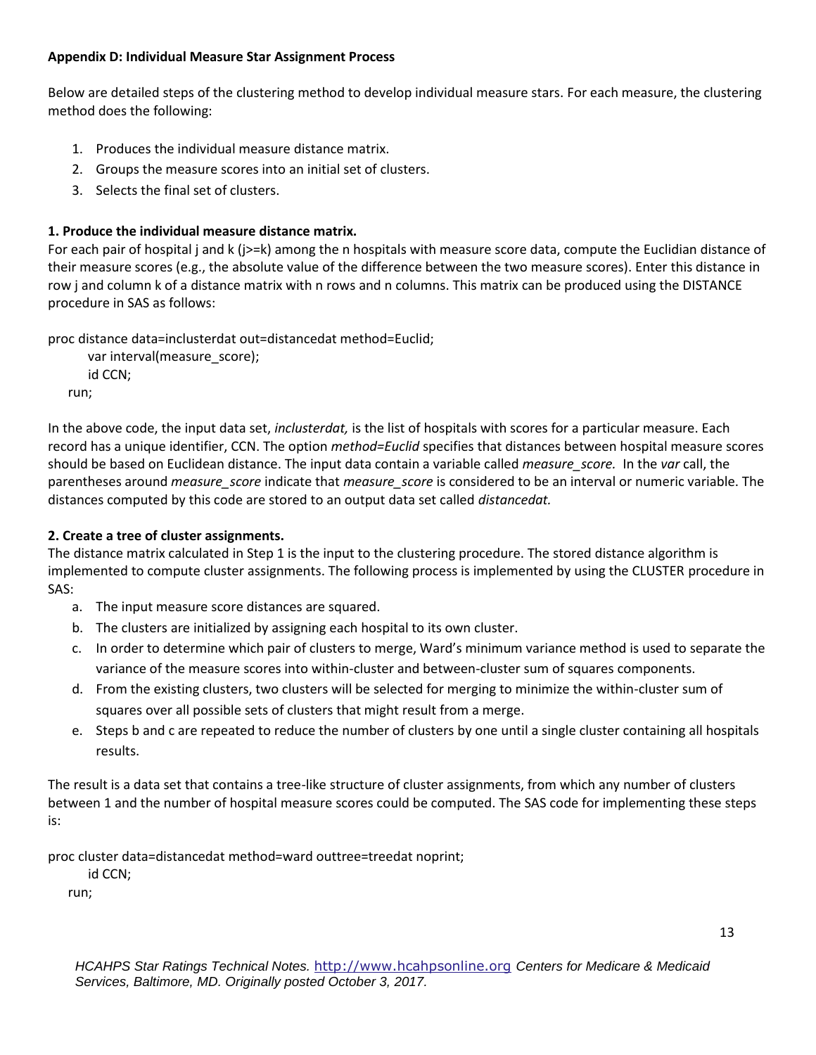**Appendix D: Individual Measure Star Assignment Process**

Below are detailed steps of the clustering method to develop individual measure stars. For each measure, the clustering method does the following:

1. Produces the individual measure distance matrix.
2. Groups the measure scores into an initial set of clusters.
3. Selects the final set of clusters.

**1. Produce the individual measure distance matrix.**

For each pair of hospital j and k (j>=k) among the n hospitals with measure score data, compute the Euclidian distance of their measure scores (e.g., the absolute value of the difference between the two measure scores). Enter this distance in row j and column k of a distance matrix with n rows and n columns. This matrix can be produced using the DISTANCE procedure in SAS as follows:

```
proc distance data=inclusterdat out=distancedat method=Euclid;
    var interval(measure_score);
    id CCN;
run;
```

In the above code, the input data set, *inclusterdat,* is the list of hospitals with scores for a particular measure. Each record has a unique identifier, CCN. The option *method=Euclid* specifies that distances between hospital measure scores should be based on Euclidean distance. The input data contain a variable called *measure_score.* In the *var* call, the parentheses around *measure_score* indicate that *measure_score* is considered to be an interval or numeric variable. The distances computed by this code are stored to an output data set called *distancedat.*

**2. Create a tree of cluster assignments.**

The distance matrix calculated in Step 1 is the input to the clustering procedure. The stored distance algorithm is implemented to compute cluster assignments. The following process is implemented by using the CLUSTER procedure in SAS:

a. The input measure score distances are squared.
b. The clusters are initialized by assigning each hospital to its own cluster.
c. In order to determine which pair of clusters to merge, Ward's minimum variance method is used to separate the variance of the measure scores into within-cluster and between-cluster sum of squares components.
d. From the existing clusters, two clusters will be selected for merging to minimize the within-cluster sum of squares over all possible sets of clusters that might result from a merge.
e. Steps b and c are repeated to reduce the number of clusters by one until a single cluster containing all hospitals results.

The result is a data set that contains a tree-like structure of cluster assignments, from which any number of clusters between 1 and the number of hospital measure scores could be computed. The SAS code for implementing these steps is:

```
proc cluster data=distancedat method=ward outtree=treedat noprint;
    id CCN;
run;
```

*HCAHPS Star Ratings Technical Notes.* http://www.hcahpsonline.org *Centers for Medicare & Medicaid Services, Baltimore, MD. Originally posted October 3, 2017.*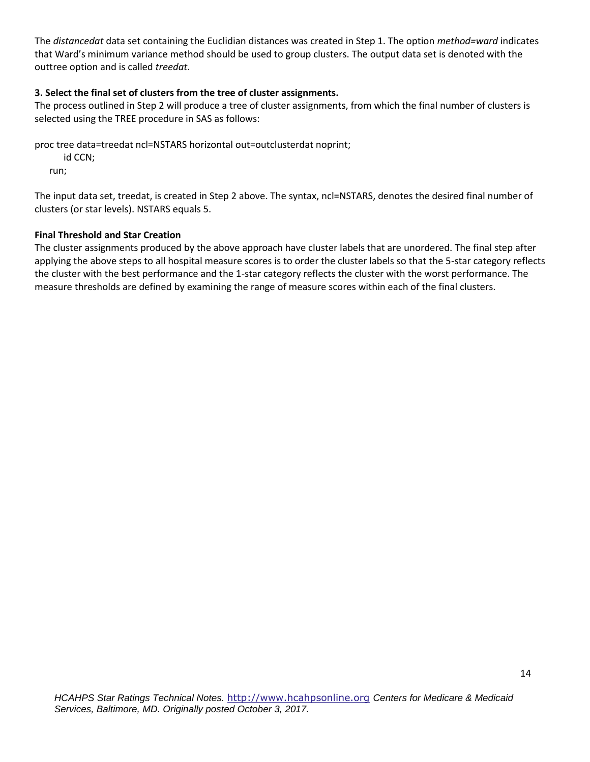The *distancedat* data set containing the Euclidian distances was created in Step 1. The option *method=ward* indicates that Ward's minimum variance method should be used to group clusters. The output data set is denoted with the outtree option and is called *treedat*.

**3. Select the final set of clusters from the tree of cluster assignments.**

The process outlined in Step 2 will produce a tree of cluster assignments, from which the final number of clusters is selected using the TREE procedure in SAS as follows:

```
proc tree data=treedat ncl=NSTARS horizontal out=outclusterdat noprint;
      id CCN;
   run;
```

The input data set, treedat, is created in Step 2 above. The syntax, ncl=NSTARS, denotes the desired final number of clusters (or star levels). NSTARS equals 5.

**Final Threshold and Star Creation**

The cluster assignments produced by the above approach have cluster labels that are unordered. The final step after applying the above steps to all hospital measure scores is to order the cluster labels so that the 5-star category reflects the cluster with the best performance and the 1-star category reflects the cluster with the worst performance. The measure thresholds are defined by examining the range of measure scores within each of the final clusters.